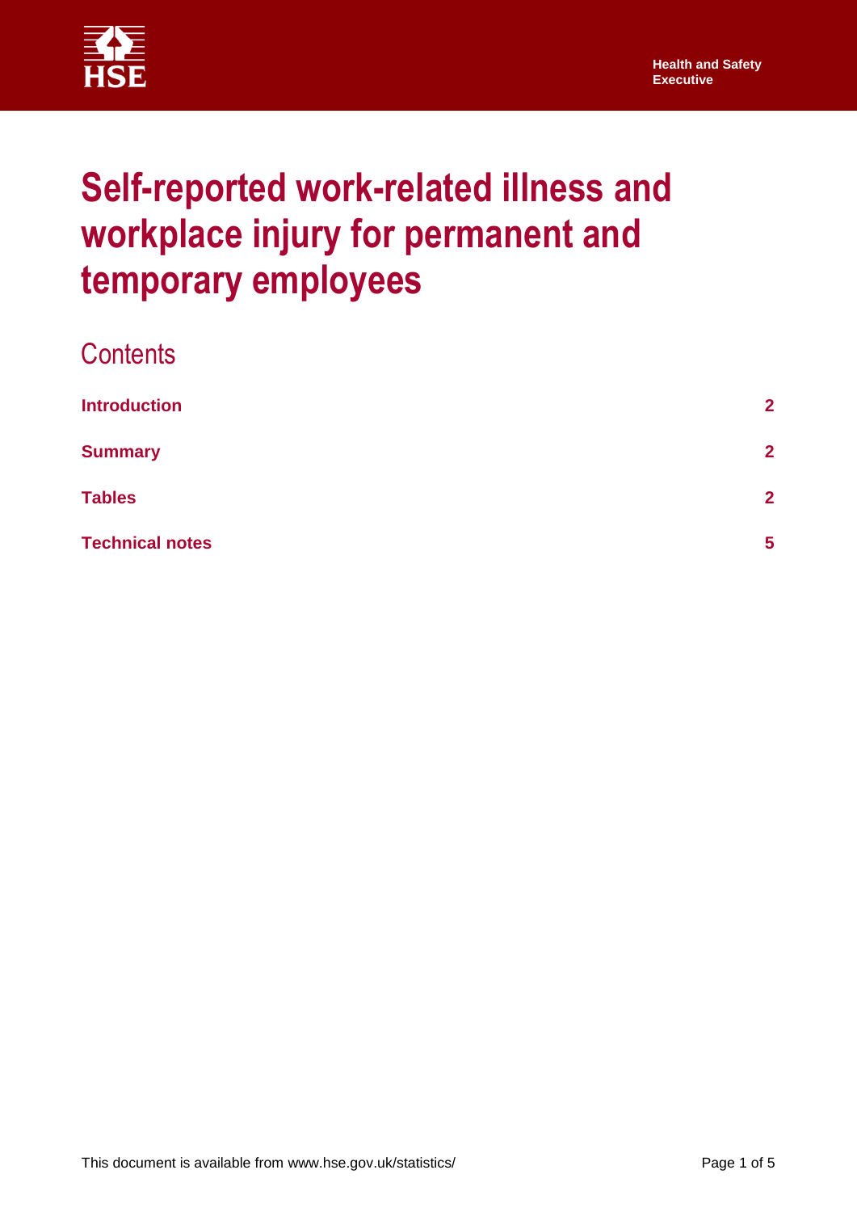Health and Safety Executive

# Self-reported work-related illness and workplace injury for permanent and temporary employees

## Contents

| | |
|---|---|
| **Introduction** | **2** |
| **Summary** | **2** |
| **Tables** | **2** |
| **Technical notes** | **5** |

This document is available from www.hse.gov.uk/statistics/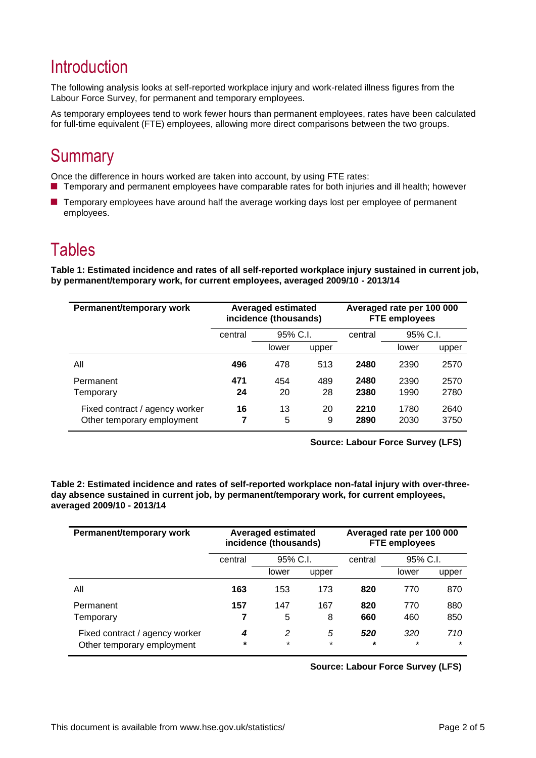## Introduction

The following analysis looks at self-reported workplace injury and work-related illness figures from the Labour Force Survey, for permanent and temporary employees.

As temporary employees tend to work fewer hours than permanent employees, rates have been calculated for full-time equivalent (FTE) employees, allowing more direct comparisons between the two groups.

## Summary

Once the difference in hours worked are taken into account, by using FTE rates:

- Temporary and permanent employees have comparable rates for both injuries and ill health; however
- Temporary employees have around half the average working days lost per employee of permanent employees.

## Tables

**Table 1: Estimated incidence and rates of all self-reported workplace injury sustained in current job, by permanent/temporary work, for current employees, averaged 2009/10 - 2013/14**

| Permanent/temporary work | Averaged estimated incidence (thousands) | | | Averaged rate per 100 000 FTE employees | | |
|---|---|---|---|---|---|---|
| | central | 95% C.I. | | central | 95% C.I. | |
| | | lower | upper | | lower | upper |
| All | **496** | 478 | 513 | **2480** | 2390 | 2570 |
| Permanent | **471** | 454 | 489 | **2480** | 2390 | 2570 |
| Temporary | **24** | 20 | 28 | **2380** | 1990 | 2780 |
| Fixed contract / agency worker | **16** | 13 | 20 | **2210** | 1780 | 2640 |
| Other temporary employment | **7** | 5 | 9 | **2890** | 2030 | 3750 |

**Source: Labour Force Survey (LFS)**

**Table 2: Estimated incidence and rates of self-reported workplace non-fatal injury with over-three-day absence sustained in current job, by permanent/temporary work, for current employees, averaged 2009/10 - 2013/14**

| Permanent/temporary work | Averaged estimated incidence (thousands) | | | Averaged rate per 100 000 FTE employees | | |
|---|---|---|---|---|---|---|
| | central | 95% C.I. | | central | 95% C.I. | |
| | | lower | upper | | lower | upper |
| All | **163** | 153 | 173 | **820** | 770 | 870 |
| Permanent | **157** | 147 | 167 | **820** | 770 | 880 |
| Temporary | **7** | 5 | 8 | **660** | 460 | 850 |
| Fixed contract / agency worker | ***4*** | *2* | *5* | ***520*** | *320* | *710* |
| Other temporary employment | **\*** | * | * | **\*** | * | * |

**Source: Labour Force Survey (LFS)**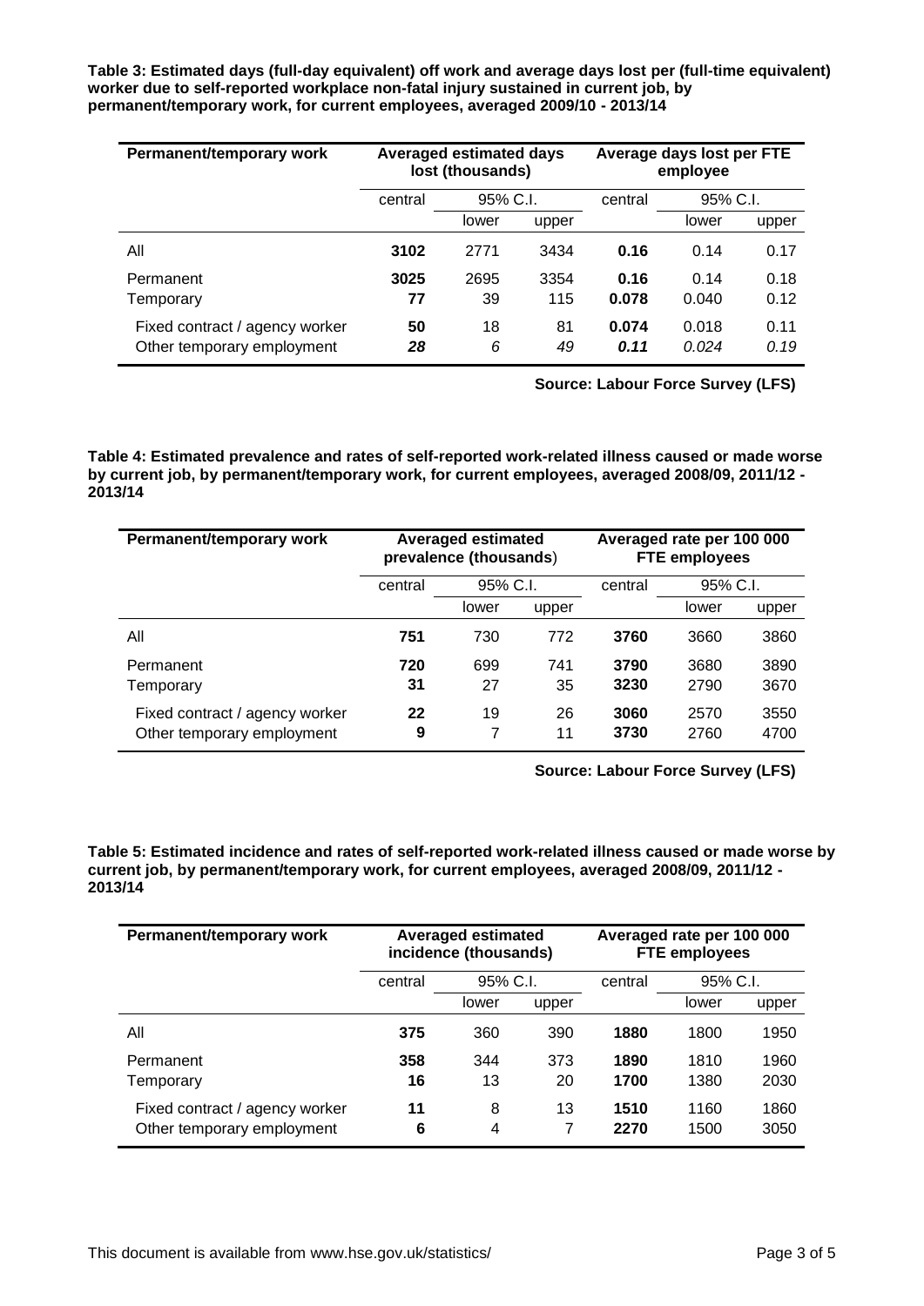**Table 3: Estimated days (full-day equivalent) off work and average days lost per (full-time equivalent) worker due to self-reported workplace non-fatal injury sustained in current job, by permanent/temporary work, for current employees, averaged 2009/10 - 2013/14**

| Permanent/temporary work | Averaged estimated days lost (thousands) | | | Average days lost per FTE employee | | |
|---|---|---|---|---|---|---|
| | central | 95% C.I. | | central | 95% C.I. | |
| | | lower | upper | | lower | upper |
| All | **3102** | 2771 | 3434 | **0.16** | 0.14 | 0.17 |
| Permanent | **3025** | 2695 | 3354 | **0.16** | 0.14 | 0.18 |
| Temporary | **77** | 39 | 115 | **0.078** | 0.040 | 0.12 |
| Fixed contract / agency worker | **50** | 18 | 81 | **0.074** | 0.018 | 0.11 |
| Other temporary employment | ***28*** | *6* | *49* | ***0.11*** | *0.024* | *0.19* |

**Source: Labour Force Survey (LFS)**

**Table 4: Estimated prevalence and rates of self-reported work-related illness caused or made worse by current job, by permanent/temporary work, for current employees, averaged 2008/09, 2011/12 - 2013/14**

| Permanent/temporary work | Averaged estimated prevalence (thousands) | | | Averaged rate per 100 000 FTE employees | | |
|---|---|---|---|---|---|---|
| | central | 95% C.I. | | central | 95% C.I. | |
| | | lower | upper | | lower | upper |
| All | **751** | 730 | 772 | **3760** | 3660 | 3860 |
| Permanent | **720** | 699 | 741 | **3790** | 3680 | 3890 |
| Temporary | **31** | 27 | 35 | **3230** | 2790 | 3670 |
| Fixed contract / agency worker | **22** | 19 | 26 | **3060** | 2570 | 3550 |
| Other temporary employment | **9** | 7 | 11 | **3730** | 2760 | 4700 |

**Source: Labour Force Survey (LFS)**

**Table 5: Estimated incidence and rates of self-reported work-related illness caused or made worse by current job, by permanent/temporary work, for current employees, averaged 2008/09, 2011/12 - 2013/14**

| Permanent/temporary work | Averaged estimated incidence (thousands) | | | Averaged rate per 100 000 FTE employees | | |
|---|---|---|---|---|---|---|
| | central | 95% C.I. | | central | 95% C.I. | |
| | | lower | upper | | lower | upper |
| All | **375** | 360 | 390 | **1880** | 1800 | 1950 |
| Permanent | **358** | 344 | 373 | **1890** | 1810 | 1960 |
| Temporary | **16** | 13 | 20 | **1700** | 1380 | 2030 |
| Fixed contract / agency worker | **11** | 8 | 13 | **1510** | 1160 | 1860 |
| Other temporary employment | **6** | 4 | 7 | **2270** | 1500 | 3050 |

This document is available from www.hse.gov.uk/statistics/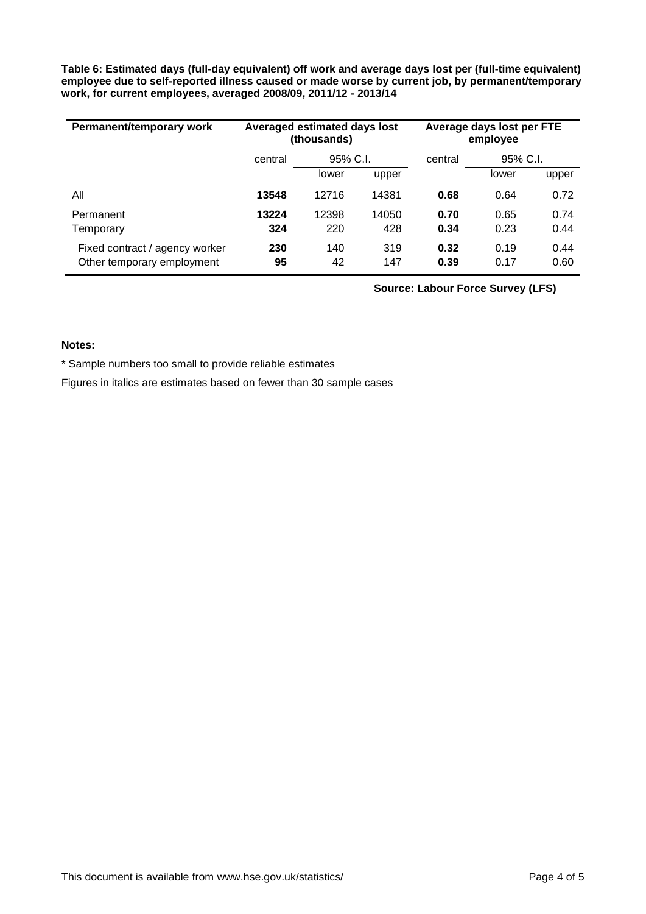**Table 6: Estimated days (full-day equivalent) off work and average days lost per (full-time equivalent) employee due to self-reported illness caused or made worse by current job, by permanent/temporary work, for current employees, averaged 2008/09, 2011/12 - 2013/14**

| Permanent/temporary work | Averaged estimated days lost (thousands) | | | Average days lost per FTE employee | | |
|---|---|---|---|---|---|---|
| | central | 95% C.I. | | central | 95% C.I. | |
| | | lower | upper | | lower | upper |
| All | **13548** | 12716 | 14381 | **0.68** | 0.64 | 0.72 |
| Permanent | **13224** | 12398 | 14050 | **0.70** | 0.65 | 0.74 |
| Temporary | **324** | 220 | 428 | **0.34** | 0.23 | 0.44 |
| Fixed contract / agency worker | **230** | 140 | 319 | **0.32** | 0.19 | 0.44 |
| Other temporary employment | **95** | 42 | 147 | **0.39** | 0.17 | 0.60 |

**Source: Labour Force Survey (LFS)**

**Notes:**

* Sample numbers too small to provide reliable estimates

Figures in italics are estimates based on fewer than 30 sample cases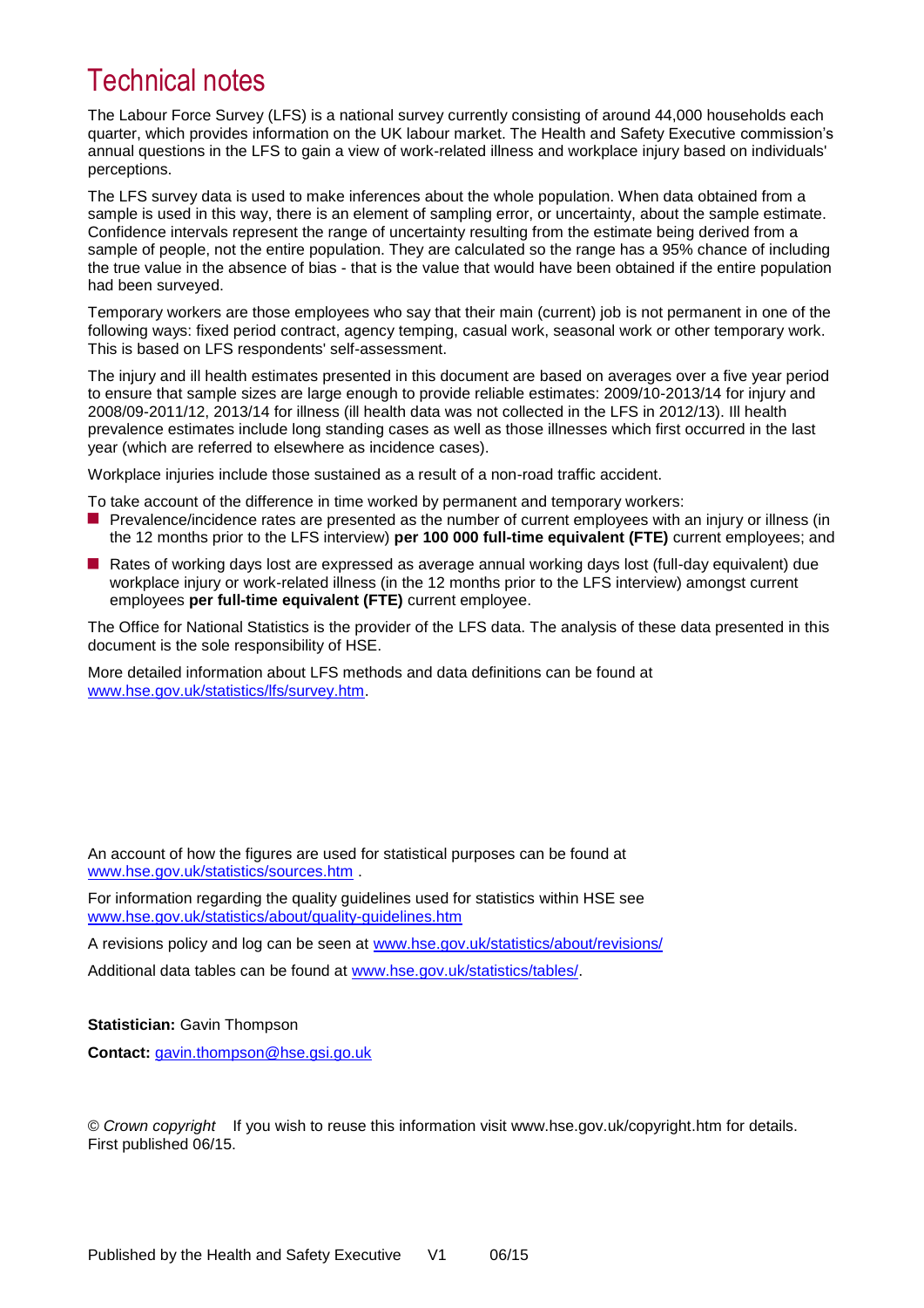# Technical notes

The Labour Force Survey (LFS) is a national survey currently consisting of around 44,000 households each quarter, which provides information on the UK labour market. The Health and Safety Executive commission's annual questions in the LFS to gain a view of work-related illness and workplace injury based on individuals' perceptions.

The LFS survey data is used to make inferences about the whole population. When data obtained from a sample is used in this way, there is an element of sampling error, or uncertainty, about the sample estimate. Confidence intervals represent the range of uncertainty resulting from the estimate being derived from a sample of people, not the entire population. They are calculated so the range has a 95% chance of including the true value in the absence of bias - that is the value that would have been obtained if the entire population had been surveyed.

Temporary workers are those employees who say that their main (current) job is not permanent in one of the following ways: fixed period contract, agency temping, casual work, seasonal work or other temporary work. This is based on LFS respondents' self-assessment.

The injury and ill health estimates presented in this document are based on averages over a five year period to ensure that sample sizes are large enough to provide reliable estimates: 2009/10-2013/14 for injury and 2008/09-2011/12, 2013/14 for illness (ill health data was not collected in the LFS in 2012/13). Ill health prevalence estimates include long standing cases as well as those illnesses which first occurred in the last year (which are referred to elsewhere as incidence cases).

Workplace injuries include those sustained as a result of a non-road traffic accident.

To take account of the difference in time worked by permanent and temporary workers:

- Prevalence/incidence rates are presented as the number of current employees with an injury or illness (in the 12 months prior to the LFS interview) **per 100 000 full-time equivalent (FTE)** current employees; and
- Rates of working days lost are expressed as average annual working days lost (full-day equivalent) due workplace injury or work-related illness (in the 12 months prior to the LFS interview) amongst current employees **per full-time equivalent (FTE)** current employee.

The Office for National Statistics is the provider of the LFS data. The analysis of these data presented in this document is the sole responsibility of HSE.

More detailed information about LFS methods and data definitions can be found at www.hse.gov.uk/statistics/lfs/survey.htm.

An account of how the figures are used for statistical purposes can be found at www.hse.gov.uk/statistics/sources.htm .

For information regarding the quality guidelines used for statistics within HSE see www.hse.gov.uk/statistics/about/quality-guidelines.htm

A revisions policy and log can be seen at www.hse.gov.uk/statistics/about/revisions/

Additional data tables can be found at www.hse.gov.uk/statistics/tables/.

**Statistician:** Gavin Thompson

**Contact:** gavin.thompson@hse.gsi.go.uk

© *Crown copyright* If you wish to reuse this information visit www.hse.gov.uk/copyright.htm for details. First published 06/15.

Published by the Health and Safety Executive V1 06/15